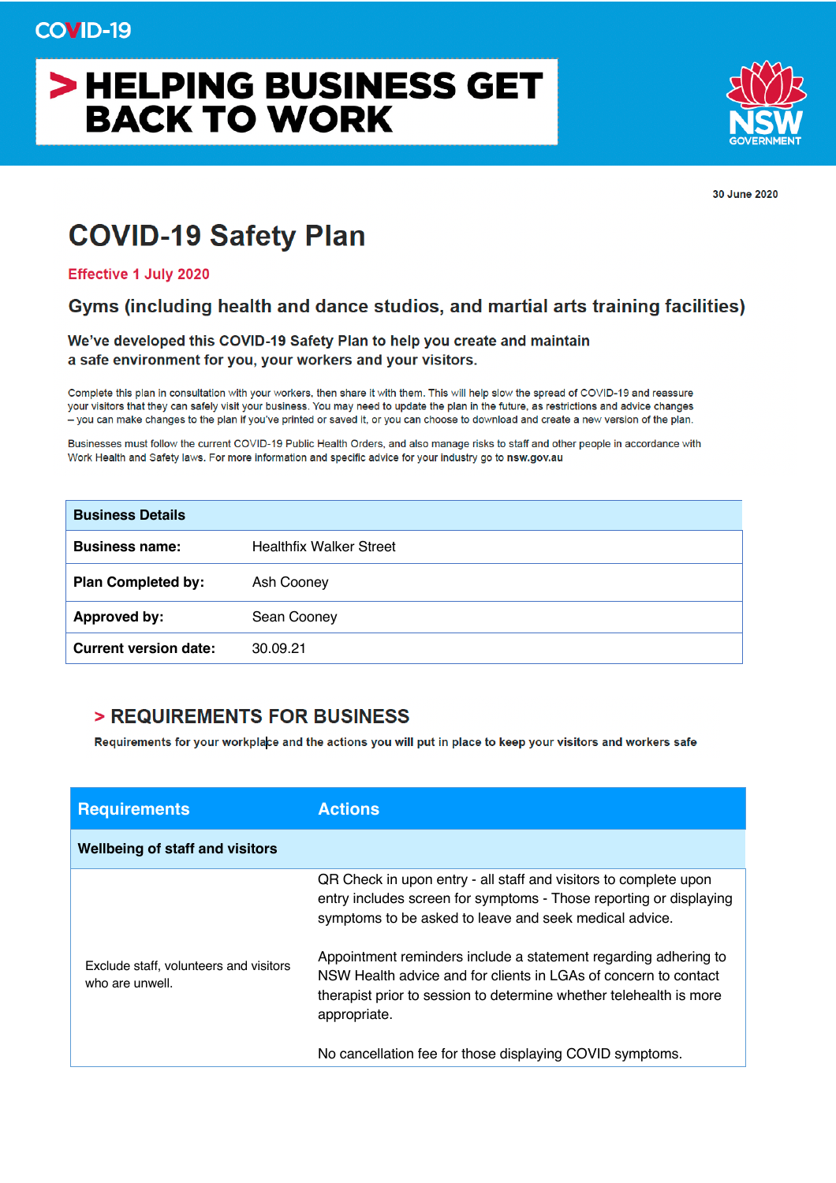COVID-19

# > HELPING BUSINESS GET BACK TO WORK

NSW GOVERNMENT

30 June 2020

# COVID-19 Safety Plan

**Effective 1 July 2020**

## Gyms (including health and dance studios, and martial arts training facilities)

**We've developed this COVID-19 Safety Plan to help you create and maintain a safe environment for you, your workers and your visitors.**

Complete this plan in consultation with your workers, then share it with them. This will help slow the spread of COVID-19 and reassure your visitors that they can safely visit your business. You may need to update the plan in the future, as restrictions and advice changes – you can make changes to the plan if you've printed or saved it, or you can choose to download and create a new version of the plan.

Businesses must follow the current COVID-19 Public Health Orders, and also manage risks to staff and other people in accordance with Work Health and Safety laws. For more information and specific advice for your industry go to **nsw.gov.au**

| **Business Details** | |
|---|---|
| **Business name:** | Healthfix Walker Street |
| **Plan Completed by:** | Ash Cooney |
| **Approved by:** | Sean Cooney |
| **Current version date:** | 30.09.21 |

## > REQUIREMENTS FOR BUSINESS

**Requirements for your workplace and the actions you will put in place to keep your visitors and workers safe**

| Requirements | Actions |
|---|---|
| **Wellbeing of staff and visitors** | |
| Exclude staff, volunteers and visitors who are unwell. | QR Check in upon entry - all staff and visitors to complete upon entry includes screen for symptoms - Those reporting or displaying symptoms to be asked to leave and seek medical advice.<br><br>Appointment reminders include a statement regarding adhering to NSW Health advice and for clients in LGAs of concern to contact therapist prior to session to determine whether telehealth is more appropriate.<br><br>No cancellation fee for those displaying COVID symptoms. |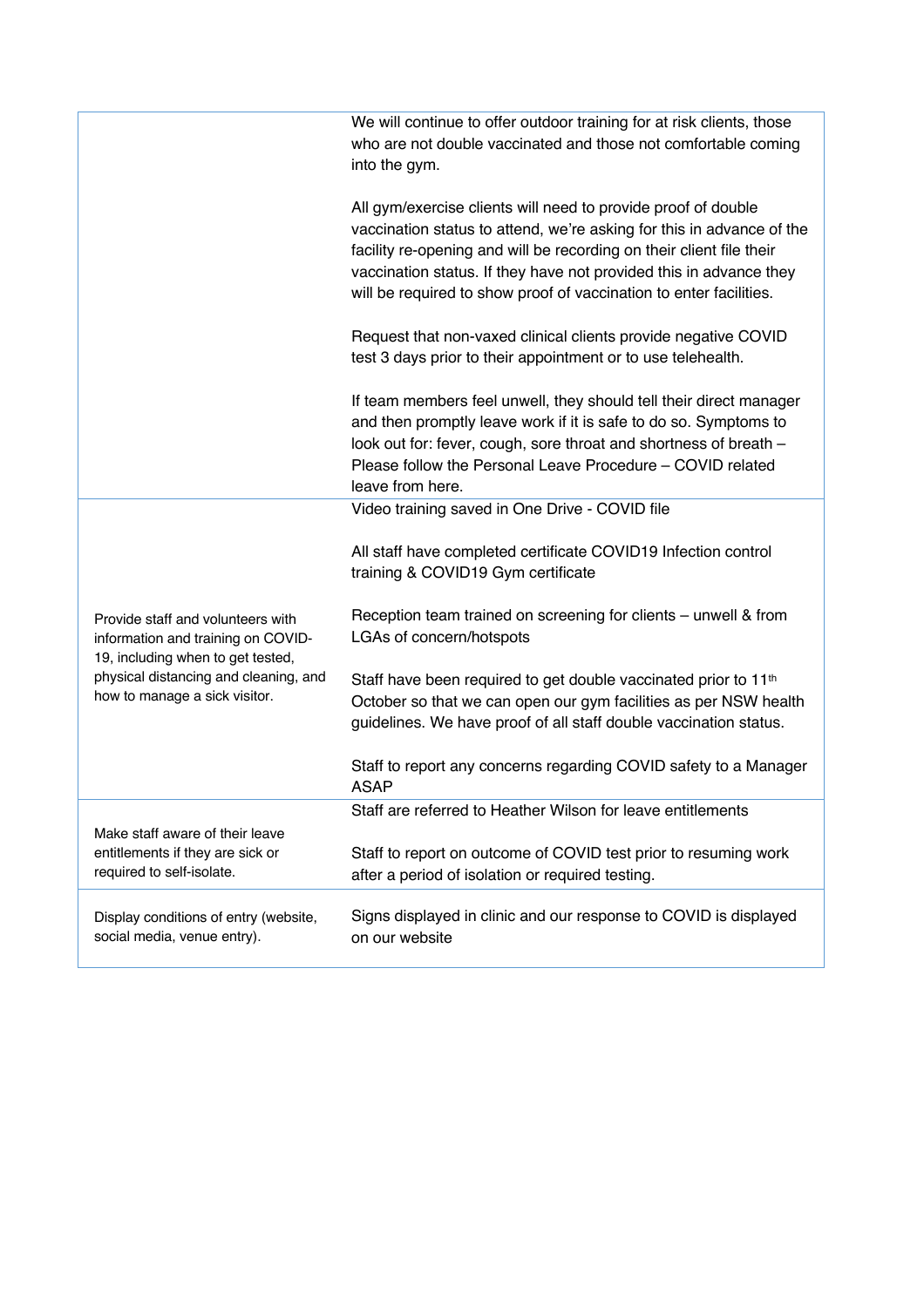| | |
|---|---|
| | We will continue to offer outdoor training for at risk clients, those who are not double vaccinated and those not comfortable coming into the gym.<br><br>All gym/exercise clients will need to provide proof of double vaccination status to attend, we're asking for this in advance of the facility re-opening and will be recording on their client file their vaccination status. If they have not provided this in advance they will be required to show proof of vaccination to enter facilities.<br><br>Request that non-vaxed clinical clients provide negative COVID test 3 days prior to their appointment or to use telehealth.<br><br>If team members feel unwell, they should tell their direct manager and then promptly leave work if it is safe to do so. Symptoms to look out for: fever, cough, sore throat and shortness of breath – Please follow the Personal Leave Procedure – COVID related leave from here. |
| Provide staff and volunteers with information and training on COVID-19, including when to get tested, physical distancing and cleaning, and how to manage a sick visitor. | Video training saved in One Drive - COVID file<br><br>All staff have completed certificate COVID19 Infection control training & COVID19 Gym certificate<br><br>Reception team trained on screening for clients – unwell & from LGAs of concern/hotspots<br><br>Staff have been required to get double vaccinated prior to 11th October so that we can open our gym facilities as per NSW health guidelines. We have proof of all staff double vaccination status.<br><br>Staff to report any concerns regarding COVID safety to a Manager ASAP |
| Make staff aware of their leave entitlements if they are sick or required to self-isolate. | Staff are referred to Heather Wilson for leave entitlements<br><br>Staff to report on outcome of COVID test prior to resuming work after a period of isolation or required testing. |
| Display conditions of entry (website, social media, venue entry). | Signs displayed in clinic and our response to COVID is displayed on our website |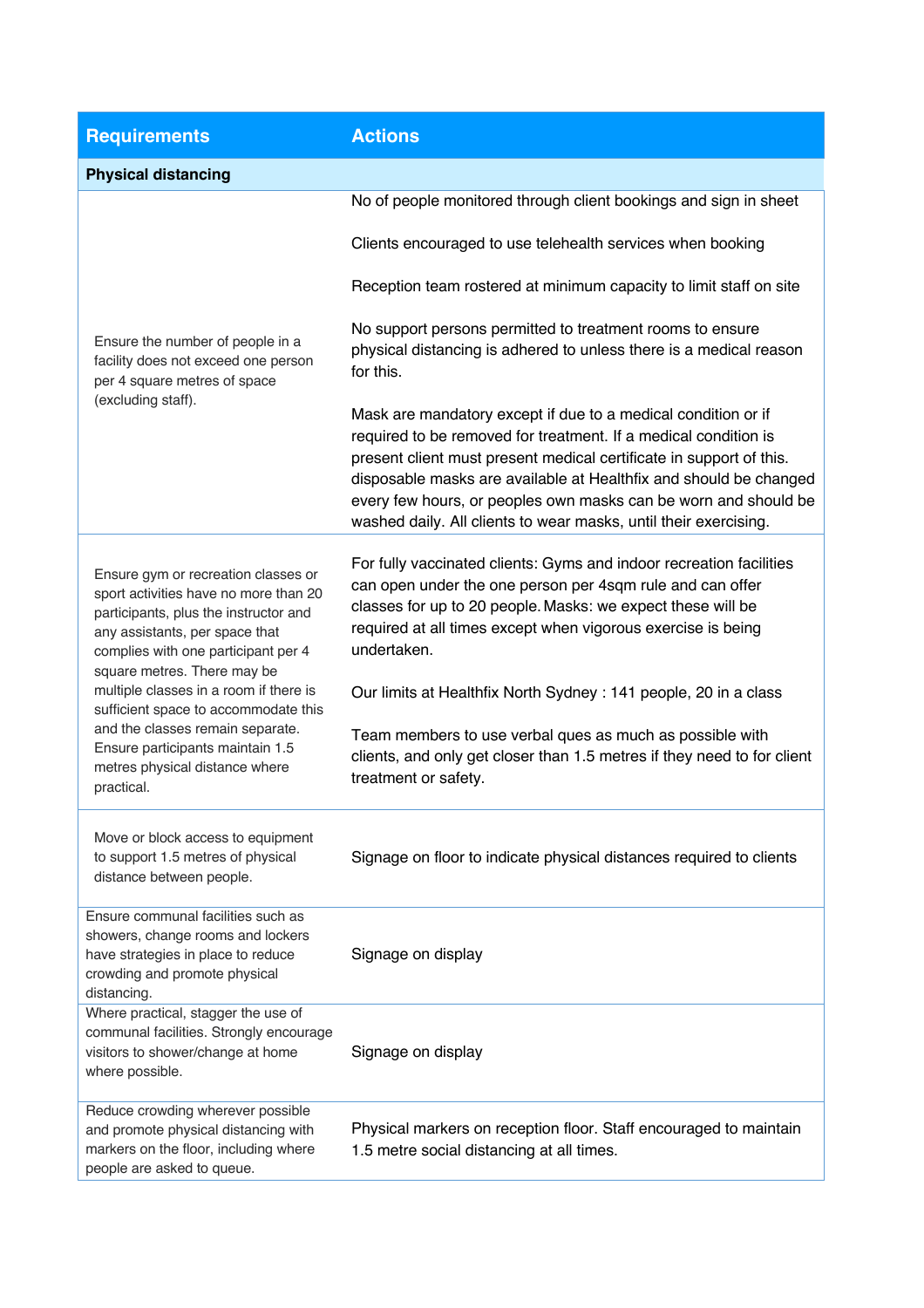| Requirements | Actions |
|---|---|
| **Physical distancing** | |
| Ensure the number of people in a facility does not exceed one person per 4 square metres of space (excluding staff). | No of people monitored through client bookings and sign in sheet<br><br>Clients encouraged to use telehealth services when booking<br><br>Reception team rostered at minimum capacity to limit staff on site<br><br>No support persons permitted to treatment rooms to ensure physical distancing is adhered to unless there is a medical reason for this.<br><br>Mask are mandatory except if due to a medical condition or if required to be removed for treatment. If a medical condition is present client must present medical certificate in support of this. disposable masks are available at Healthfix and should be changed every few hours, or peoples own masks can be worn and should be washed daily. All clients to wear masks, until their exercising. |
| Ensure gym or recreation classes or sport activities have no more than 20 participants, plus the instructor and any assistants, per space that complies with one participant per 4 square metres. There may be multiple classes in a room if there is sufficient space to accommodate this and the classes remain separate. Ensure participants maintain 1.5 metres physical distance where practical. | For fully vaccinated clients: Gyms and indoor recreation facilities can open under the one person per 4sqm rule and can offer classes for up to 20 people. Masks: we expect these will be required at all times except when vigorous exercise is being undertaken.<br><br>Our limits at Healthfix North Sydney : 141 people, 20 in a class<br><br>Team members to use verbal ques as much as possible with clients, and only get closer than 1.5 metres if they need to for client treatment or safety. |
| Move or block access to equipment to support 1.5 metres of physical distance between people. | Signage on floor to indicate physical distances required to clients |
| Ensure communal facilities such as showers, change rooms and lockers have strategies in place to reduce crowding and promote physical distancing. | Signage on display |
| Where practical, stagger the use of communal facilities. Strongly encourage visitors to shower/change at home where possible. | Signage on display |
| Reduce crowding wherever possible and promote physical distancing with markers on the floor, including where people are asked to queue. | Physical markers on reception floor. Staff encouraged to maintain 1.5 metre social distancing at all times. |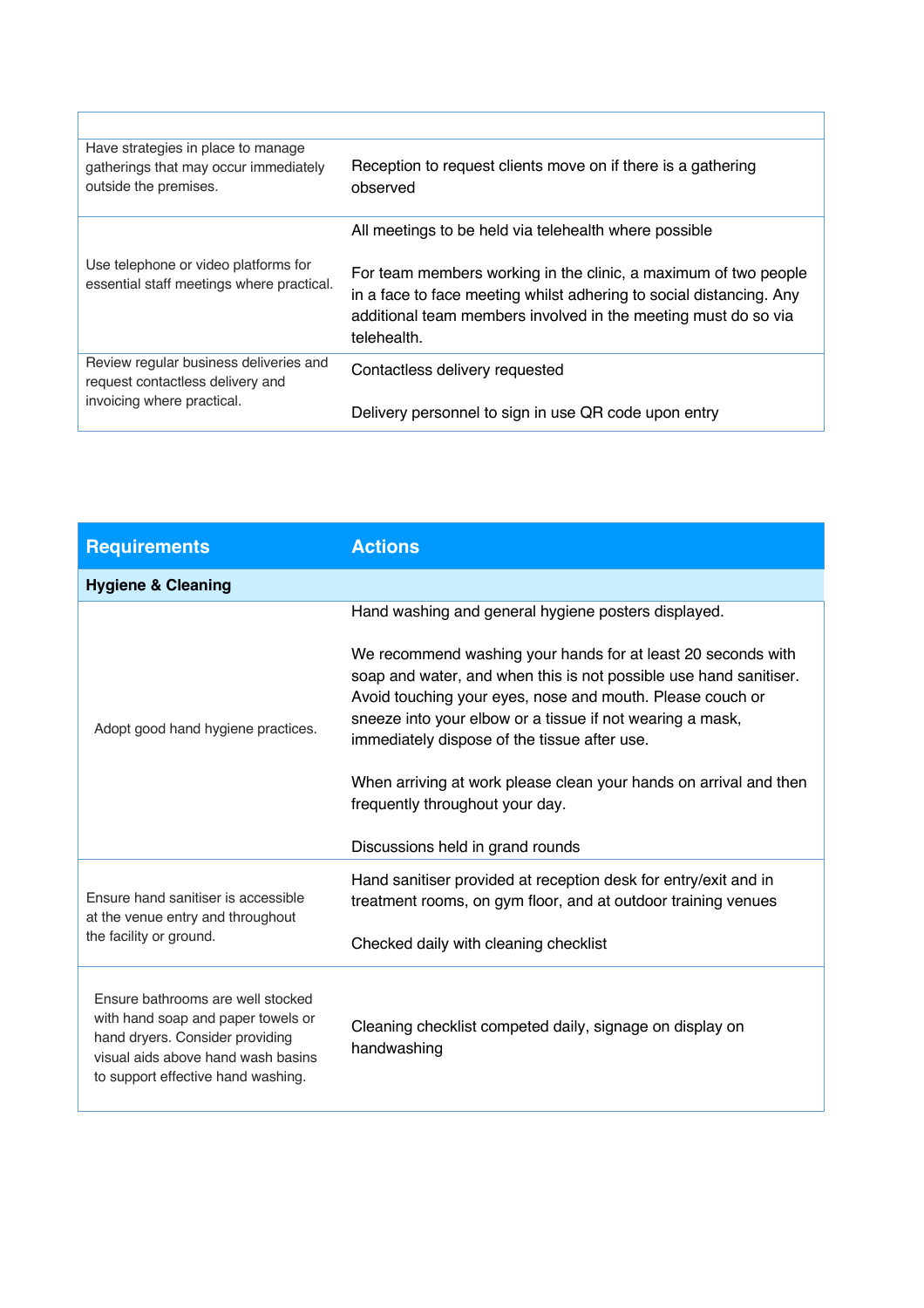| | |
|---|---|
| Have strategies in place to manage gatherings that may occur immediately outside the premises. | Reception to request clients move on if there is a gathering observed |
| Use telephone or video platforms for essential staff meetings where practical. | All meetings to be held via telehealth where possible<br><br>For team members working in the clinic, a maximum of two people in a face to face meeting whilst adhering to social distancing. Any additional team members involved in the meeting must do so via telehealth. |
| Review regular business deliveries and request contactless delivery and invoicing where practical. | Contactless delivery requested<br><br>Delivery personnel to sign in use QR code upon entry |

| Requirements | Actions |
|---|---|
| **Hygiene & Cleaning** | |
| Adopt good hand hygiene practices. | Hand washing and general hygiene posters displayed.<br><br>We recommend washing your hands for at least 20 seconds with soap and water, and when this is not possible use hand sanitiser. Avoid touching your eyes, nose and mouth. Please couch or sneeze into your elbow or a tissue if not wearing a mask, immediately dispose of the tissue after use.<br><br>When arriving at work please clean your hands on arrival and then frequently throughout your day.<br><br>Discussions held in grand rounds |
| Ensure hand sanitiser is accessible at the venue entry and throughout the facility or ground. | Hand sanitiser provided at reception desk for entry/exit and in treatment rooms, on gym floor, and at outdoor training venues<br><br>Checked daily with cleaning checklist |
| Ensure bathrooms are well stocked with hand soap and paper towels or hand dryers. Consider providing visual aids above hand wash basins to support effective hand washing. | Cleaning checklist competed daily, signage on display on handwashing |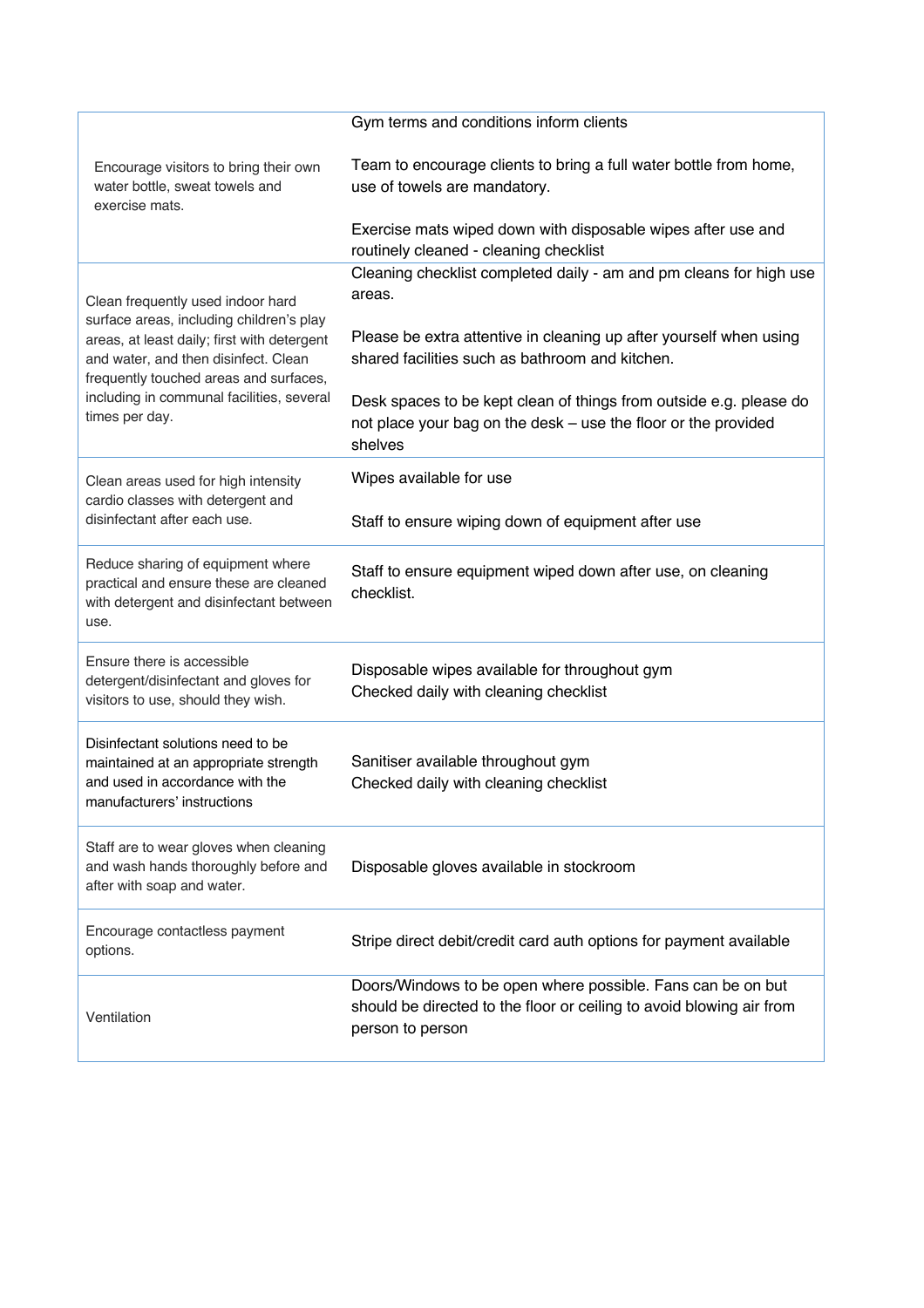| | |
|---|---|
| Encourage visitors to bring their own water bottle, sweat towels and exercise mats. | Gym terms and conditions inform clients<br><br>Team to encourage clients to bring a full water bottle from home, use of towels are mandatory.<br><br>Exercise mats wiped down with disposable wipes after use and routinely cleaned - cleaning checklist |
| Clean frequently used indoor hard surface areas, including children's play areas, at least daily; first with detergent and water, and then disinfect. Clean frequently touched areas and surfaces, including in communal facilities, several times per day. | Cleaning checklist completed daily - am and pm cleans for high use areas.<br><br>Please be extra attentive in cleaning up after yourself when using shared facilities such as bathroom and kitchen.<br><br>Desk spaces to be kept clean of things from outside e.g. please do not place your bag on the desk – use the floor or the provided shelves |
| Clean areas used for high intensity cardio classes with detergent and disinfectant after each use. | Wipes available for use<br><br>Staff to ensure wiping down of equipment after use |
| Reduce sharing of equipment where practical and ensure these are cleaned with detergent and disinfectant between use. | Staff to ensure equipment wiped down after use, on cleaning checklist. |
| Ensure there is accessible detergent/disinfectant and gloves for visitors to use, should they wish. | Disposable wipes available for throughout gym<br>Checked daily with cleaning checklist |
| Disinfectant solutions need to be maintained at an appropriate strength and used in accordance with the manufacturers' instructions | Sanitiser available throughout gym<br>Checked daily with cleaning checklist |
| Staff are to wear gloves when cleaning and wash hands thoroughly before and after with soap and water. | Disposable gloves available in stockroom |
| Encourage contactless payment options. | Stripe direct debit/credit card auth options for payment available |
| Ventilation | Doors/Windows to be open where possible. Fans can be on but should be directed to the floor or ceiling to avoid blowing air from person to person |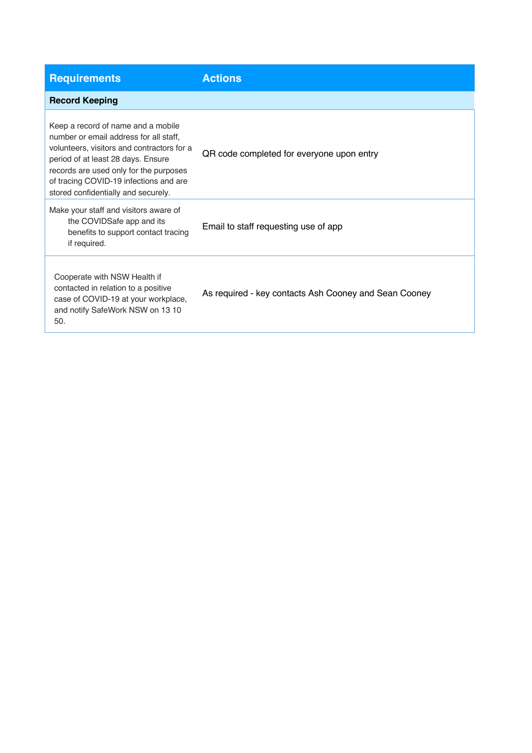| Requirements | Actions |
|---|---|
| **Record Keeping** | |
| Keep a record of name and a mobile number or email address for all staff, volunteers, visitors and contractors for a period of at least 28 days. Ensure records are used only for the purposes of tracing COVID-19 infections and are stored confidentially and securely. | QR code completed for everyone upon entry |
| Make your staff and visitors aware of the COVIDSafe app and its benefits to support contact tracing if required. | Email to staff requesting use of app |
| Cooperate with NSW Health if contacted in relation to a positive case of COVID-19 at your workplace, and notify SafeWork NSW on 13 10 50. | As required - key contacts Ash Cooney and Sean Cooney |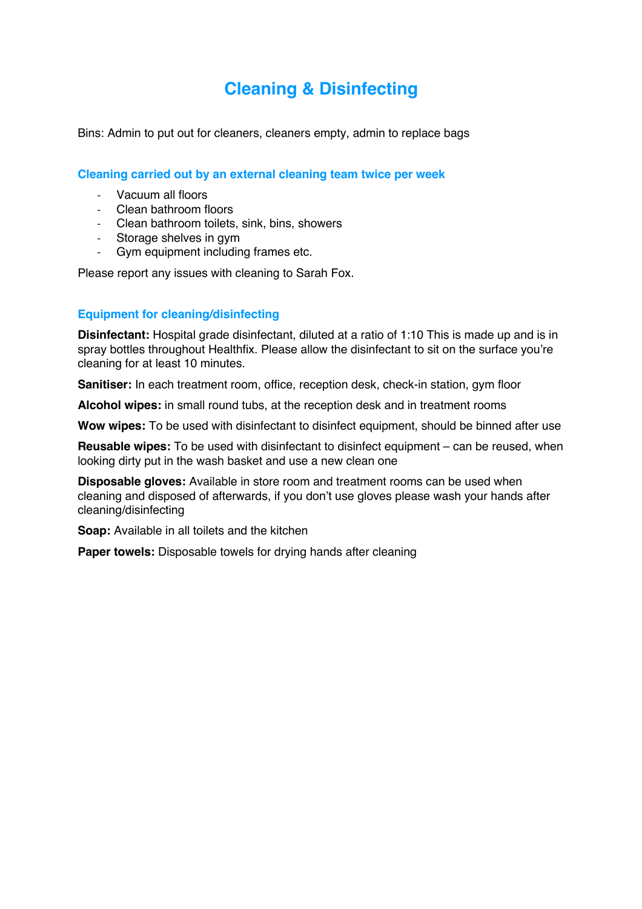# Cleaning & Disinfecting

Bins: Admin to put out for cleaners, cleaners empty, admin to replace bags

## Cleaning carried out by an external cleaning team twice per week

- Vacuum all floors
- Clean bathroom floors
- Clean bathroom toilets, sink, bins, showers
- Storage shelves in gym
- Gym equipment including frames etc.

Please report any issues with cleaning to Sarah Fox.

## Equipment for cleaning/disinfecting

**Disinfectant:** Hospital grade disinfectant, diluted at a ratio of 1:10 This is made up and is in spray bottles throughout Healthfix. Please allow the disinfectant to sit on the surface you're cleaning for at least 10 minutes.

**Sanitiser:** In each treatment room, office, reception desk, check-in station, gym floor

**Alcohol wipes:** in small round tubs, at the reception desk and in treatment rooms

**Wow wipes:** To be used with disinfectant to disinfect equipment, should be binned after use

**Reusable wipes:** To be used with disinfectant to disinfect equipment – can be reused, when looking dirty put in the wash basket and use a new clean one

**Disposable gloves:** Available in store room and treatment rooms can be used when cleaning and disposed of afterwards, if you don't use gloves please wash your hands after cleaning/disinfecting

**Soap:** Available in all toilets and the kitchen

**Paper towels:** Disposable towels for drying hands after cleaning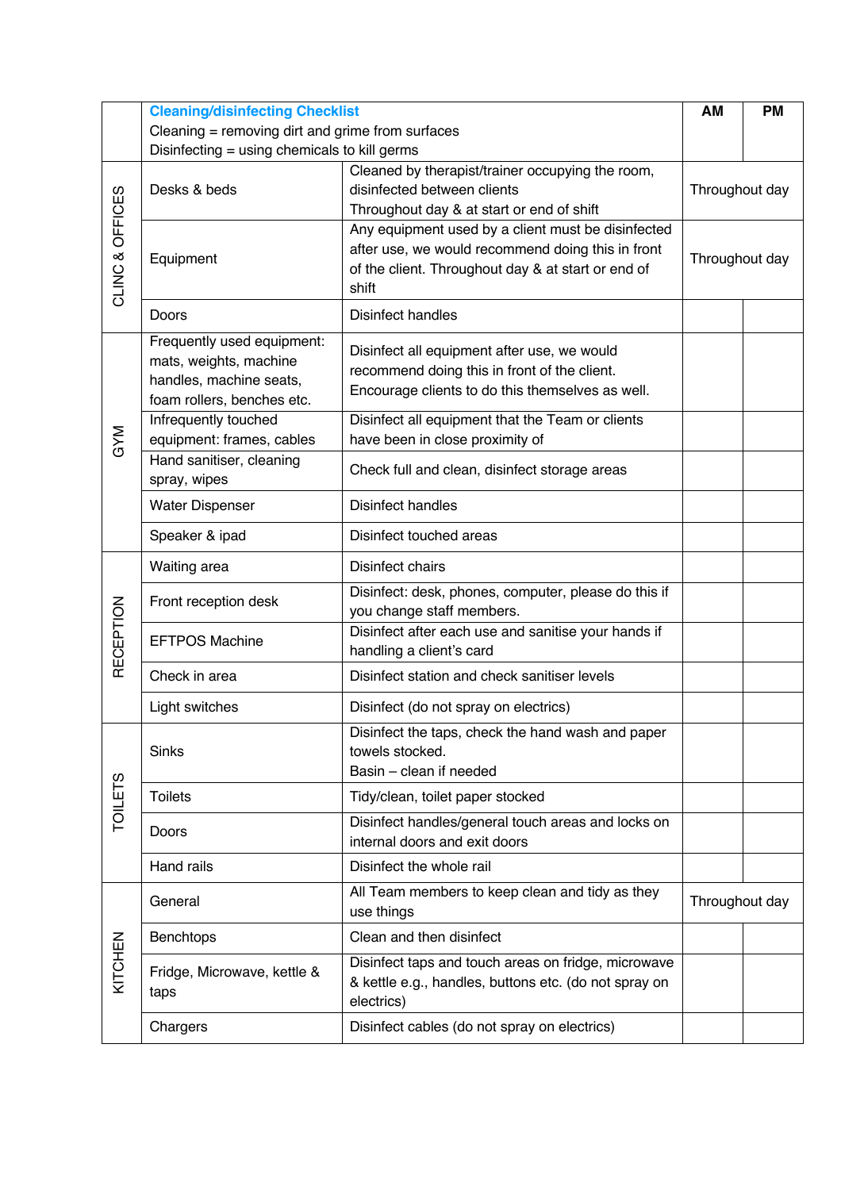| | | | AM | PM |
|---|---|---|---|---|
| | **Cleaning/disinfecting Checklist**<br>Cleaning = removing dirt and grime from surfaces<br>Disinfecting = using chemicals to kill germs | | AM | PM |
| CLINC & OFFICES | Desks & beds | Cleaned by therapist/trainer occupying the room, disinfected between clients<br>Throughout day & at start or end of shift | Throughout day | |
| | Equipment | Any equipment used by a client must be disinfected after use, we would recommend doing this in front of the client. Throughout day & at start or end of shift | Throughout day | |
| | Doors | Disinfect handles | | |
| GYM | Frequently used equipment: mats, weights, machine handles, machine seats, foam rollers, benches etc. | Disinfect all equipment after use, we would recommend doing this in front of the client. Encourage clients to do this themselves as well. | | |
| | Infrequently touched equipment: frames, cables | Disinfect all equipment that the Team or clients have been in close proximity of | | |
| | Hand sanitiser, cleaning spray, wipes | Check full and clean, disinfect storage areas | | |
| | Water Dispenser | Disinfect handles | | |
| | Speaker & ipad | Disinfect touched areas | | |
| RECEPTION | Waiting area | Disinfect chairs | | |
| | Front reception desk | Disinfect: desk, phones, computer, please do this if you change staff members. | | |
| | EFTPOS Machine | Disinfect after each use and sanitise your hands if handling a client's card | | |
| | Check in area | Disinfect station and check sanitiser levels | | |
| | Light switches | Disinfect (do not spray on electrics) | | |
| TOILETS | Sinks | Disinfect the taps, check the hand wash and paper towels stocked.<br>Basin – clean if needed | | |
| | Toilets | Tidy/clean, toilet paper stocked | | |
| | Doors | Disinfect handles/general touch areas and locks on internal doors and exit doors | | |
| | Hand rails | Disinfect the whole rail | | |
| KITCHEN | General | All Team members to keep clean and tidy as they use things | Throughout day | |
| | Benchtops | Clean and then disinfect | | |
| | Fridge, Microwave, kettle & taps | Disinfect taps and touch areas on fridge, microwave & kettle e.g., handles, buttons etc. (do not spray on electrics) | | |
| | Chargers | Disinfect cables (do not spray on electrics) | | |